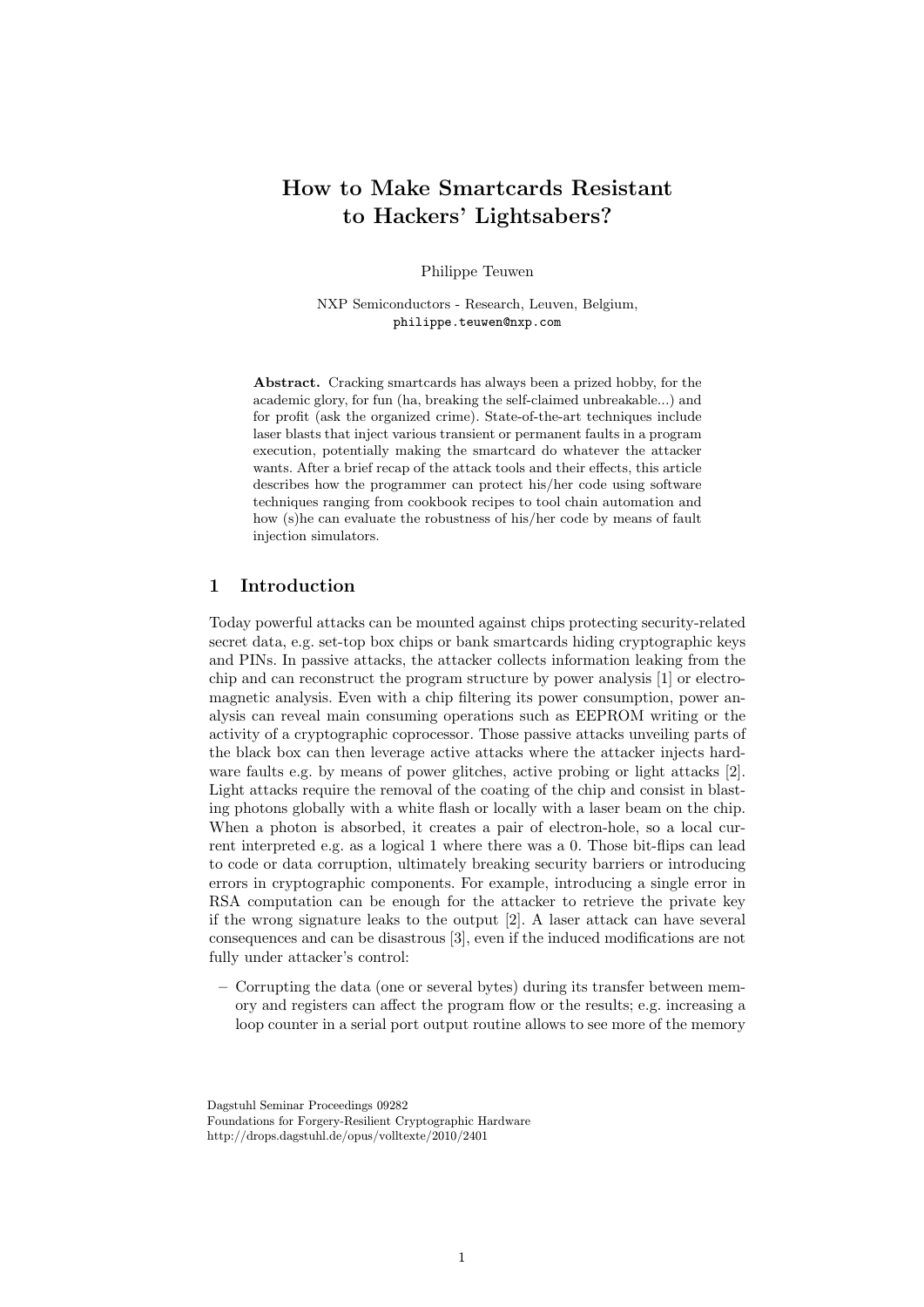# How to Make Smartcards Resistant to Hackers' Lightsabers?

Philippe Teuwen

NXP Semiconductors - Research, Leuven, Belgium,
`philippe.teuwen@nxp.com`

**Abstract.** Cracking smartcards has always been a prized hobby, for the academic glory, for fun (ha, breaking the self-claimed unbreakable...) and for profit (ask the organized crime). State-of-the-art techniques include laser blasts that inject various transient or permanent faults in a program execution, potentially making the smartcard do whatever the attacker wants. After a brief recap of the attack tools and their effects, this article describes how the programmer can protect his/her code using software techniques ranging from cookbook recipes to tool chain automation and how (s)he can evaluate the robustness of his/her code by means of fault injection simulators.

## 1 Introduction

Today powerful attacks can be mounted against chips protecting security-related secret data, e.g. set-top box chips or bank smartcards hiding cryptographic keys and PINs. In passive attacks, the attacker collects information leaking from the chip and can reconstruct the program structure by power analysis [1] or electromagnetic analysis. Even with a chip filtering its power consumption, power analysis can reveal main consuming operations such as EEPROM writing or the activity of a cryptographic coprocessor. Those passive attacks unveiling parts of the black box can then leverage active attacks where the attacker injects hardware faults e.g. by means of power glitches, active probing or light attacks [2]. Light attacks require the removal of the coating of the chip and consist in blasting photons globally with a white flash or locally with a laser beam on the chip. When a photon is absorbed, it creates a pair of electron-hole, so a local current interpreted e.g. as a logical 1 where there was a 0. Those bit-flips can lead to code or data corruption, ultimately breaking security barriers or introducing errors in cryptographic components. For example, introducing a single error in RSA computation can be enough for the attacker to retrieve the private key if the wrong signature leaks to the output [2]. A laser attack can have several consequences and can be disastrous [3], even if the induced modifications are not fully under attacker's control:

– Corrupting the data (one or several bytes) during its transfer between memory and registers can affect the program flow or the results; e.g. increasing a loop counter in a serial port output routine allows to see more of the memory

Dagstuhl Seminar Proceedings 09282
Foundations for Forgery-Resilient Cryptographic Hardware
http://drops.dagstuhl.de/opus/volltexte/2010/2401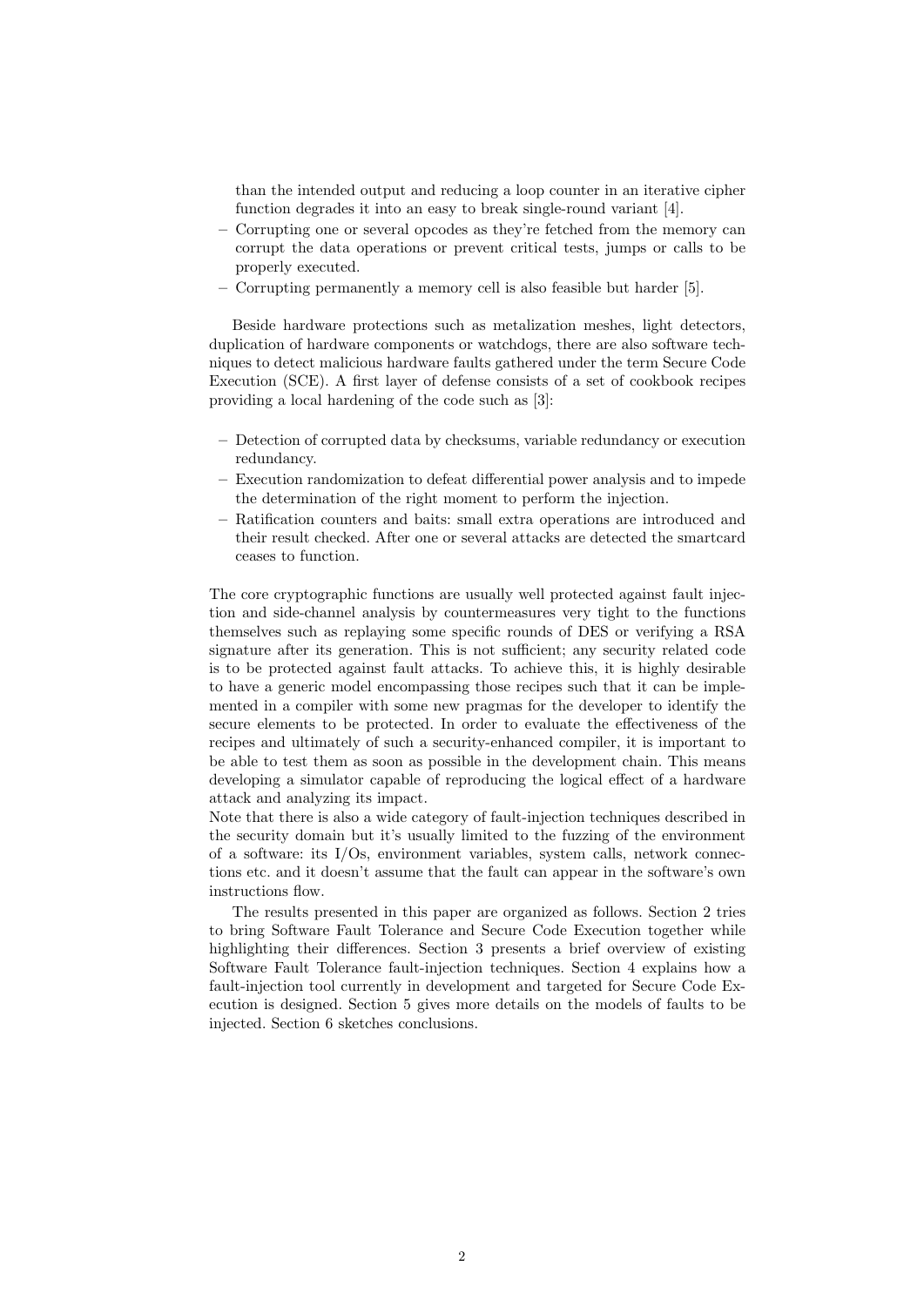than the intended output and reducing a loop counter in an iterative cipher function degrades it into an easy to break single-round variant [4].

- Corrupting one or several opcodes as they're fetched from the memory can corrupt the data operations or prevent critical tests, jumps or calls to be properly executed.
- Corrupting permanently a memory cell is also feasible but harder [5].

Beside hardware protections such as metalization meshes, light detectors, duplication of hardware components or watchdogs, there are also software techniques to detect malicious hardware faults gathered under the term Secure Code Execution (SCE). A first layer of defense consists of a set of cookbook recipes providing a local hardening of the code such as [3]:

- Detection of corrupted data by checksums, variable redundancy or execution redundancy.
- Execution randomization to defeat differential power analysis and to impede the determination of the right moment to perform the injection.
- Ratification counters and baits: small extra operations are introduced and their result checked. After one or several attacks are detected the smartcard ceases to function.

The core cryptographic functions are usually well protected against fault injection and side-channel analysis by countermeasures very tight to the functions themselves such as replaying some specific rounds of DES or verifying a RSA signature after its generation. This is not sufficient; any security related code is to be protected against fault attacks. To achieve this, it is highly desirable to have a generic model encompassing those recipes such that it can be implemented in a compiler with some new pragmas for the developer to identify the secure elements to be protected. In order to evaluate the effectiveness of the recipes and ultimately of such a security-enhanced compiler, it is important to be able to test them as soon as possible in the development chain. This means developing a simulator capable of reproducing the logical effect of a hardware attack and analyzing its impact.
Note that there is also a wide category of fault-injection techniques described in the security domain but it's usually limited to the fuzzing of the environment of a software: its I/Os, environment variables, system calls, network connections etc. and it doesn't assume that the fault can appear in the software's own instructions flow.

The results presented in this paper are organized as follows. Section 2 tries to bring Software Fault Tolerance and Secure Code Execution together while highlighting their differences. Section 3 presents a brief overview of existing Software Fault Tolerance fault-injection techniques. Section 4 explains how a fault-injection tool currently in development and targeted for Secure Code Execution is designed. Section 5 gives more details on the models of faults to be injected. Section 6 sketches conclusions.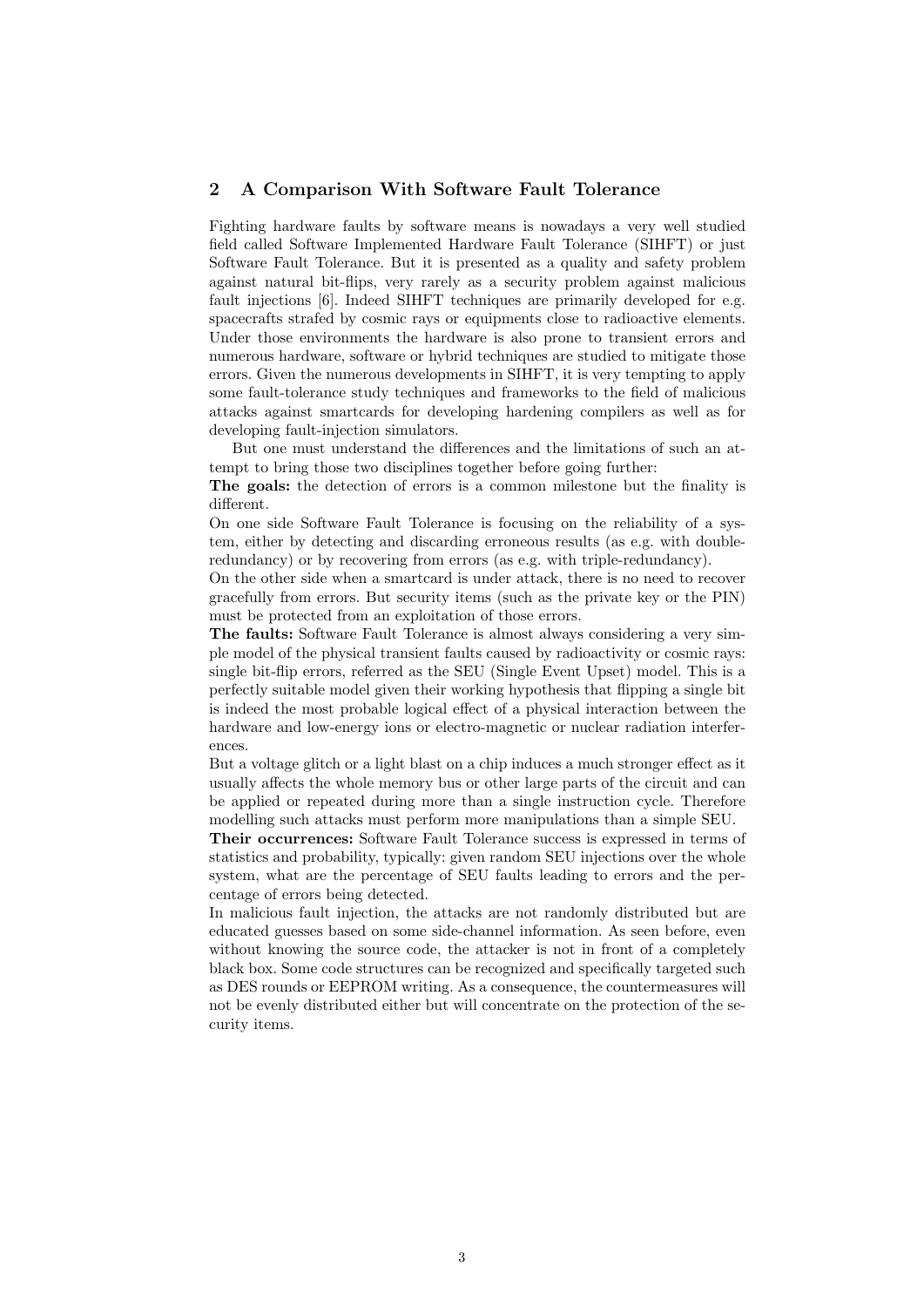## 2 A Comparison With Software Fault Tolerance

Fighting hardware faults by software means is nowadays a very well studied field called Software Implemented Hardware Fault Tolerance (SIHFT) or just Software Fault Tolerance. But it is presented as a quality and safety problem against natural bit-flips, very rarely as a security problem against malicious fault injections [6]. Indeed SIHFT techniques are primarily developed for e.g. spacecrafts strafed by cosmic rays or equipments close to radioactive elements. Under those environments the hardware is also prone to transient errors and numerous hardware, software or hybrid techniques are studied to mitigate those errors. Given the numerous developments in SIHFT, it is very tempting to apply some fault-tolerance study techniques and frameworks to the field of malicious attacks against smartcards for developing hardening compilers as well as for developing fault-injection simulators.

But one must understand the differences and the limitations of such an attempt to bring those two disciplines together before going further:

**The goals:** the detection of errors is a common milestone but the finality is different.

On one side Software Fault Tolerance is focusing on the reliability of a system, either by detecting and discarding erroneous results (as e.g. with double-redundancy) or by recovering from errors (as e.g. with triple-redundancy).

On the other side when a smartcard is under attack, there is no need to recover gracefully from errors. But security items (such as the private key or the PIN) must be protected from an exploitation of those errors.

**The faults:** Software Fault Tolerance is almost always considering a very simple model of the physical transient faults caused by radioactivity or cosmic rays: single bit-flip errors, referred as the SEU (Single Event Upset) model. This is a perfectly suitable model given their working hypothesis that flipping a single bit is indeed the most probable logical effect of a physical interaction between the hardware and low-energy ions or electro-magnetic or nuclear radiation interferences.

But a voltage glitch or a light blast on a chip induces a much stronger effect as it usually affects the whole memory bus or other large parts of the circuit and can be applied or repeated during more than a single instruction cycle. Therefore modelling such attacks must perform more manipulations than a simple SEU.

**Their occurrences:** Software Fault Tolerance success is expressed in terms of statistics and probability, typically: given random SEU injections over the whole system, what are the percentage of SEU faults leading to errors and the percentage of errors being detected.

In malicious fault injection, the attacks are not randomly distributed but are educated guesses based on some side-channel information. As seen before, even without knowing the source code, the attacker is not in front of a completely black box. Some code structures can be recognized and specifically targeted such as DES rounds or EEPROM writing. As a consequence, the countermeasures will not be evenly distributed either but will concentrate on the protection of the security items.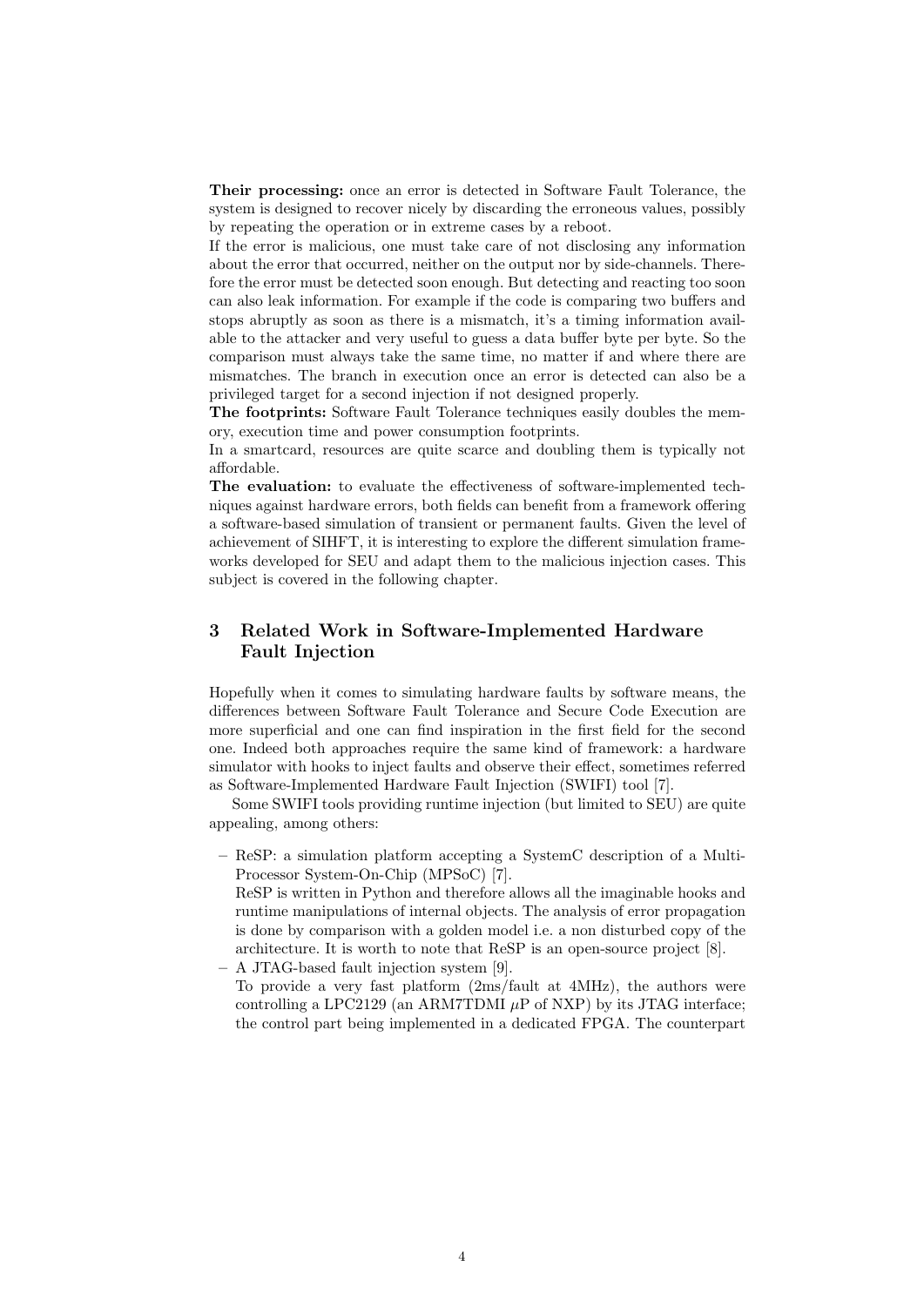**Their processing:** once an error is detected in Software Fault Tolerance, the system is designed to recover nicely by discarding the erroneous values, possibly by repeating the operation or in extreme cases by a reboot.

If the error is malicious, one must take care of not disclosing any information about the error that occurred, neither on the output nor by side-channels. Therefore the error must be detected soon enough. But detecting and reacting too soon can also leak information. For example if the code is comparing two buffers and stops abruptly as soon as there is a mismatch, it's a timing information available to the attacker and very useful to guess a data buffer byte per byte. So the comparison must always take the same time, no matter if and where there are mismatches. The branch in execution once an error is detected can also be a privileged target for a second injection if not designed properly.

**The footprints:** Software Fault Tolerance techniques easily doubles the memory, execution time and power consumption footprints.

In a smartcard, resources are quite scarce and doubling them is typically not affordable.

**The evaluation:** to evaluate the effectiveness of software-implemented techniques against hardware errors, both fields can benefit from a framework offering a software-based simulation of transient or permanent faults. Given the level of achievement of SIHFT, it is interesting to explore the different simulation frameworks developed for SEU and adapt them to the malicious injection cases. This subject is covered in the following chapter.

## 3 Related Work in Software-Implemented Hardware Fault Injection

Hopefully when it comes to simulating hardware faults by software means, the differences between Software Fault Tolerance and Secure Code Execution are more superficial and one can find inspiration in the first field for the second one. Indeed both approaches require the same kind of framework: a hardware simulator with hooks to inject faults and observe their effect, sometimes referred as Software-Implemented Hardware Fault Injection (SWIFI) tool [7].

Some SWIFI tools providing runtime injection (but limited to SEU) are quite appealing, among others:

- ReSP: a simulation platform accepting a SystemC description of a Multi-Processor System-On-Chip (MPSoC) [7].
  ReSP is written in Python and therefore allows all the imaginable hooks and runtime manipulations of internal objects. The analysis of error propagation is done by comparison with a golden model i.e. a non disturbed copy of the architecture. It is worth to note that ReSP is an open-source project [8].
- A JTAG-based fault injection system [9].
  To provide a very fast platform (2ms/fault at 4MHz), the authors were controlling a LPC2129 (an ARM7TDMI $\mu$P of NXP) by its JTAG interface; the control part being implemented in a dedicated FPGA. The counterpart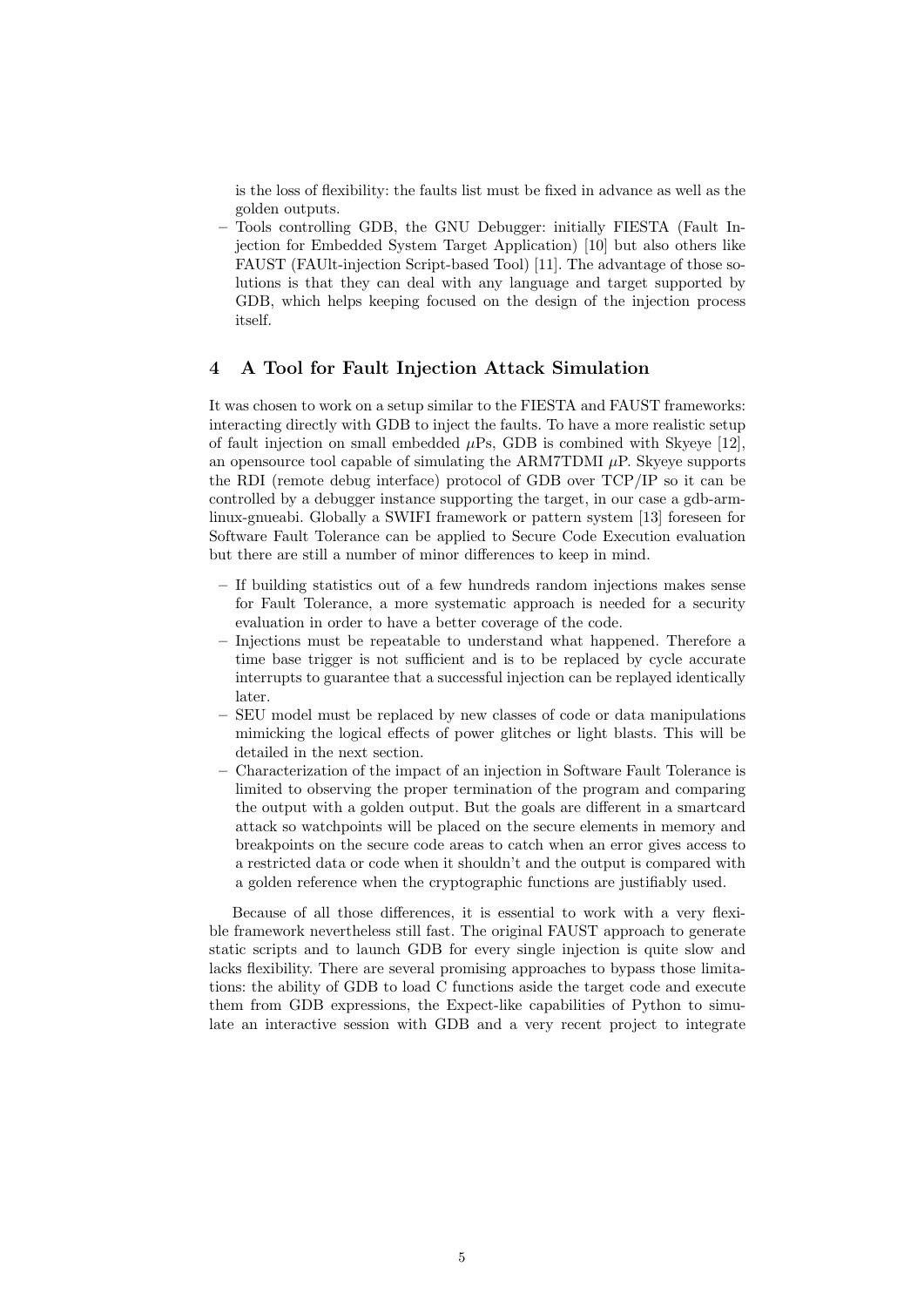is the loss of flexibility: the faults list must be fixed in advance as well as the golden outputs.

- Tools controlling GDB, the GNU Debugger: initially FIESTA (Fault Injection for Embedded System Target Application) [10] but also others like FAUST (FAUlt-injection Script-based Tool) [11]. The advantage of those solutions is that they can deal with any language and target supported by GDB, which helps keeping focused on the design of the injection process itself.

## 4 A Tool for Fault Injection Attack Simulation

It was chosen to work on a setup similar to the FIESTA and FAUST frameworks: interacting directly with GDB to inject the faults. To have a more realistic setup of fault injection on small embedded $\mu$Ps, GDB is combined with Skyeye [12], an opensource tool capable of simulating the ARM7TDMI $\mu$P. Skyeye supports the RDI (remote debug interface) protocol of GDB over TCP/IP so it can be controlled by a debugger instance supporting the target, in our case a gdb-arm-linux-gnueabi. Globally a SWIFI framework or pattern system [13] foreseen for Software Fault Tolerance can be applied to Secure Code Execution evaluation but there are still a number of minor differences to keep in mind.

- If building statistics out of a few hundreds random injections makes sense for Fault Tolerance, a more systematic approach is needed for a security evaluation in order to have a better coverage of the code.
- Injections must be repeatable to understand what happened. Therefore a time base trigger is not sufficient and is to be replaced by cycle accurate interrupts to guarantee that a successful injection can be replayed identically later.
- SEU model must be replaced by new classes of code or data manipulations mimicking the logical effects of power glitches or light blasts. This will be detailed in the next section.
- Characterization of the impact of an injection in Software Fault Tolerance is limited to observing the proper termination of the program and comparing the output with a golden output. But the goals are different in a smartcard attack so watchpoints will be placed on the secure elements in memory and breakpoints on the secure code areas to catch when an error gives access to a restricted data or code when it shouldn't and the output is compared with a golden reference when the cryptographic functions are justifiably used.

Because of all those differences, it is essential to work with a very flexible framework nevertheless still fast. The original FAUST approach to generate static scripts and to launch GDB for every single injection is quite slow and lacks flexibility. There are several promising approaches to bypass those limitations: the ability of GDB to load C functions aside the target code and execute them from GDB expressions, the Expect-like capabilities of Python to simulate an interactive session with GDB and a very recent project to integrate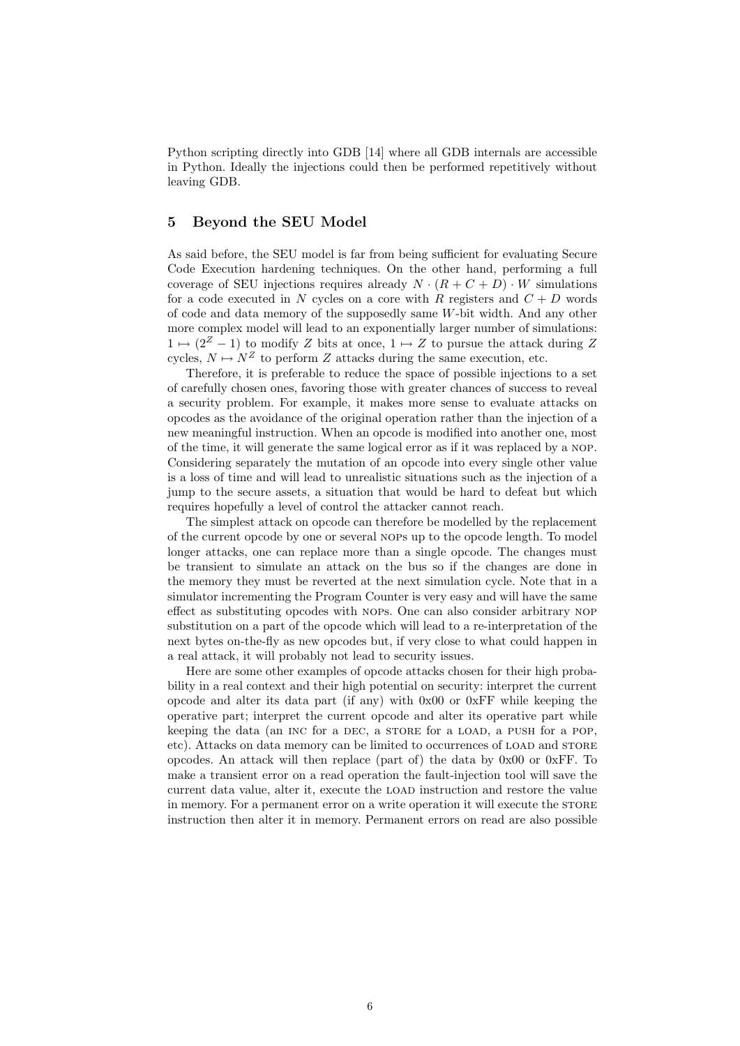Python scripting directly into GDB [14] where all GDB internals are accessible in Python. Ideally the injections could then be performed repetitively without leaving GDB.

## 5 Beyond the SEU Model

As said before, the SEU model is far from being sufficient for evaluating Secure Code Execution hardening techniques. On the other hand, performing a full coverage of SEU injections requires already $N \cdot (R + C + D) \cdot W$ simulations for a code executed in $N$ cycles on a core with $R$ registers and $C + D$ words of code and data memory of the supposedly same $W$-bit width. And any other more complex model will lead to an exponentially larger number of simulations: $1 \mapsto (2^Z - 1)$ to modify $Z$ bits at once, $1 \mapsto Z$ to pursue the attack during $Z$ cycles, $N \mapsto N^Z$ to perform $Z$ attacks during the same execution, etc.

Therefore, it is preferable to reduce the space of possible injections to a set of carefully chosen ones, favoring those with greater chances of success to reveal a security problem. For example, it makes more sense to evaluate attacks on opcodes as the avoidance of the original operation rather than the injection of a new meaningful instruction. When an opcode is modified into another one, most of the time, it will generate the same logical error as if it was replaced by a NOP. Considering separately the mutation of an opcode into every single other value is a loss of time and will lead to unrealistic situations such as the injection of a jump to the secure assets, a situation that would be hard to defeat but which requires hopefully a level of control the attacker cannot reach.

The simplest attack on opcode can therefore be modelled by the replacement of the current opcode by one or several NOPs up to the opcode length. To model longer attacks, one can replace more than a single opcode. The changes must be transient to simulate an attack on the bus so if the changes are done in the memory they must be reverted at the next simulation cycle. Note that in a simulator incrementing the Program Counter is very easy and will have the same effect as substituting opcodes with NOPs. One can also consider arbitrary NOP substitution on a part of the opcode which will lead to a re-interpretation of the next bytes on-the-fly as new opcodes but, if very close to what could happen in a real attack, it will probably not lead to security issues.

Here are some other examples of opcode attacks chosen for their high probability in a real context and their high potential on security: interpret the current opcode and alter its data part (if any) with 0x00 or 0xFF while keeping the operative part; interpret the current opcode and alter its operative part while keeping the data (an INC for a DEC, a STORE for a LOAD, a PUSH for a POP, etc). Attacks on data memory can be limited to occurrences of LOAD and STORE opcodes. An attack will then replace (part of) the data by 0x00 or 0xFF. To make a transient error on a read operation the fault-injection tool will save the current data value, alter it, execute the LOAD instruction and restore the value in memory. For a permanent error on a write operation it will execute the STORE instruction then alter it in memory. Permanent errors on read are also possible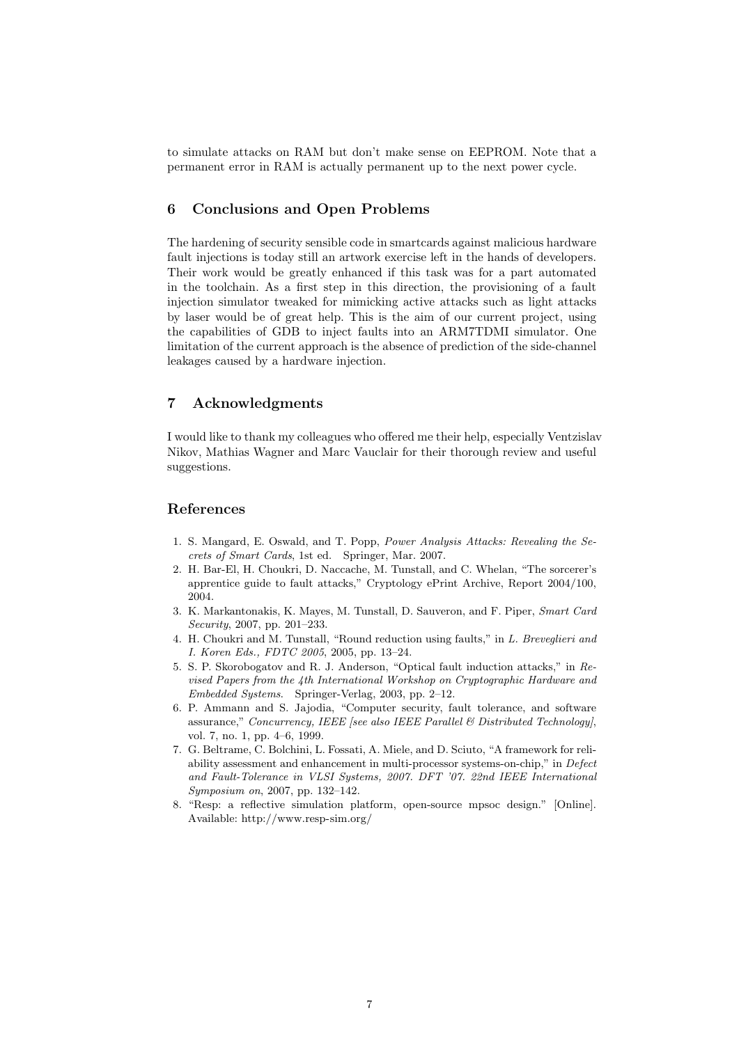to simulate attacks on RAM but don't make sense on EEPROM. Note that a permanent error in RAM is actually permanent up to the next power cycle.

## 6 Conclusions and Open Problems

The hardening of security sensible code in smartcards against malicious hardware fault injections is today still an artwork exercise left in the hands of developers. Their work would be greatly enhanced if this task was for a part automated in the toolchain. As a first step in this direction, the provisioning of a fault injection simulator tweaked for mimicking active attacks such as light attacks by laser would be of great help. This is the aim of our current project, using the capabilities of GDB to inject faults into an ARM7TDMI simulator. One limitation of the current approach is the absence of prediction of the side-channel leakages caused by a hardware injection.

## 7 Acknowledgments

I would like to thank my colleagues who offered me their help, especially Ventzislav Nikov, Mathias Wagner and Marc Vauclair for their thorough review and useful suggestions.

## References

1. S. Mangard, E. Oswald, and T. Popp, *Power Analysis Attacks: Revealing the Secrets of Smart Cards*, 1st ed. Springer, Mar. 2007.
2. H. Bar-El, H. Choukri, D. Naccache, M. Tunstall, and C. Whelan, "The sorcerer's apprentice guide to fault attacks," Cryptology ePrint Archive, Report 2004/100, 2004.
3. K. Markantonakis, K. Mayes, M. Tunstall, D. Sauveron, and F. Piper, *Smart Card Security*, 2007, pp. 201–233.
4. H. Choukri and M. Tunstall, "Round reduction using faults," in *L. Breveglieri and I. Koren Eds., FDTC 2005*, 2005, pp. 13–24.
5. S. P. Skorobogatov and R. J. Anderson, "Optical fault induction attacks," in *Revised Papers from the 4th International Workshop on Cryptographic Hardware and Embedded Systems*. Springer-Verlag, 2003, pp. 2–12.
6. P. Ammann and S. Jajodia, "Computer security, fault tolerance, and software assurance," *Concurrency, IEEE [see also IEEE Parallel & Distributed Technology]*, vol. 7, no. 1, pp. 4–6, 1999.
7. G. Beltrame, C. Bolchini, L. Fossati, A. Miele, and D. Sciuto, "A framework for reliability assessment and enhancement in multi-processor systems-on-chip," in *Defect and Fault-Tolerance in VLSI Systems, 2007. DFT '07. 22nd IEEE International Symposium on*, 2007, pp. 132–142.
8. "Resp: a reflective simulation platform, open-source mpsoc design." [Online]. Available: http://www.resp-sim.org/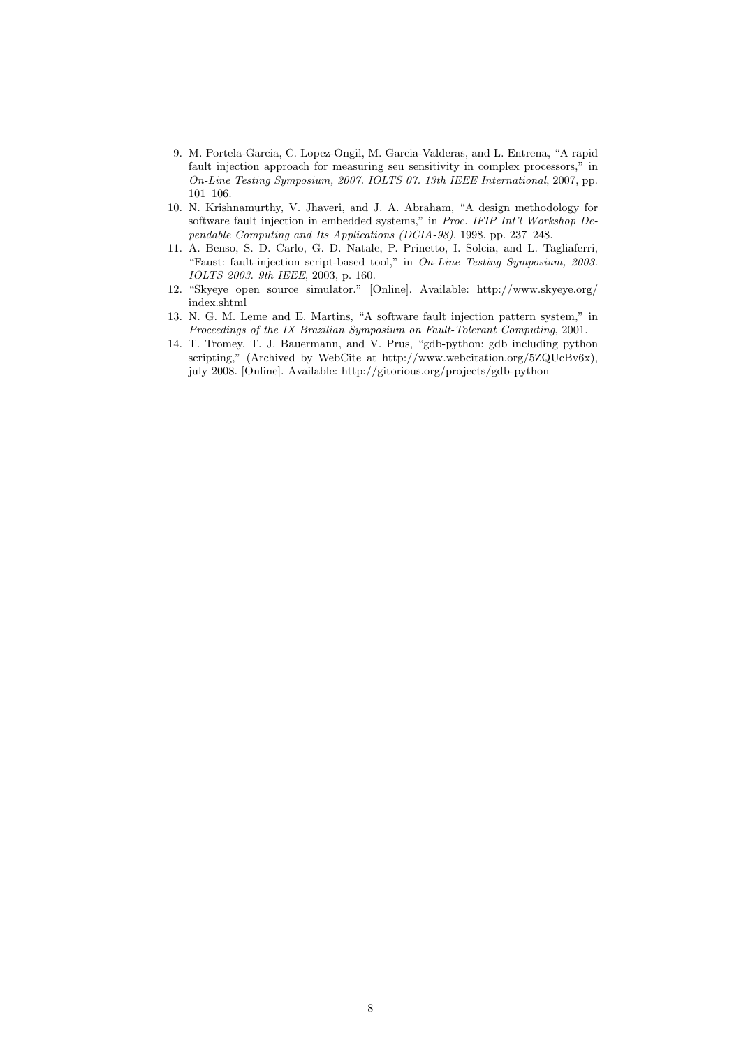9. M. Portela-Garcia, C. Lopez-Ongil, M. Garcia-Valderas, and L. Entrena, "A rapid fault injection approach for measuring seu sensitivity in complex processors," in *On-Line Testing Symposium, 2007. IOLTS 07. 13th IEEE International*, 2007, pp. 101–106.
10. N. Krishnamurthy, V. Jhaveri, and J. A. Abraham, "A design methodology for software fault injection in embedded systems," in *Proc. IFIP Int'l Workshop Dependable Computing and Its Applications (DCIA-98)*, 1998, pp. 237–248.
11. A. Benso, S. D. Carlo, G. D. Natale, P. Prinetto, I. Solcia, and L. Tagliaferri, "Faust: fault-injection script-based tool," in *On-Line Testing Symposium, 2003. IOLTS 2003. 9th IEEE*, 2003, p. 160.
12. "Skyeye open source simulator." [Online]. Available: http://www.skyeye.org/index.shtml
13. N. G. M. Leme and E. Martins, "A software fault injection pattern system," in *Proceedings of the IX Brazilian Symposium on Fault-Tolerant Computing*, 2001.
14. T. Tromey, T. J. Bauermann, and V. Prus, "gdb-python: gdb including python scripting," (Archived by WebCite at http://www.webcitation.org/5ZQUcBv6x), july 2008. [Online]. Available: http://gitorious.org/projects/gdb-python